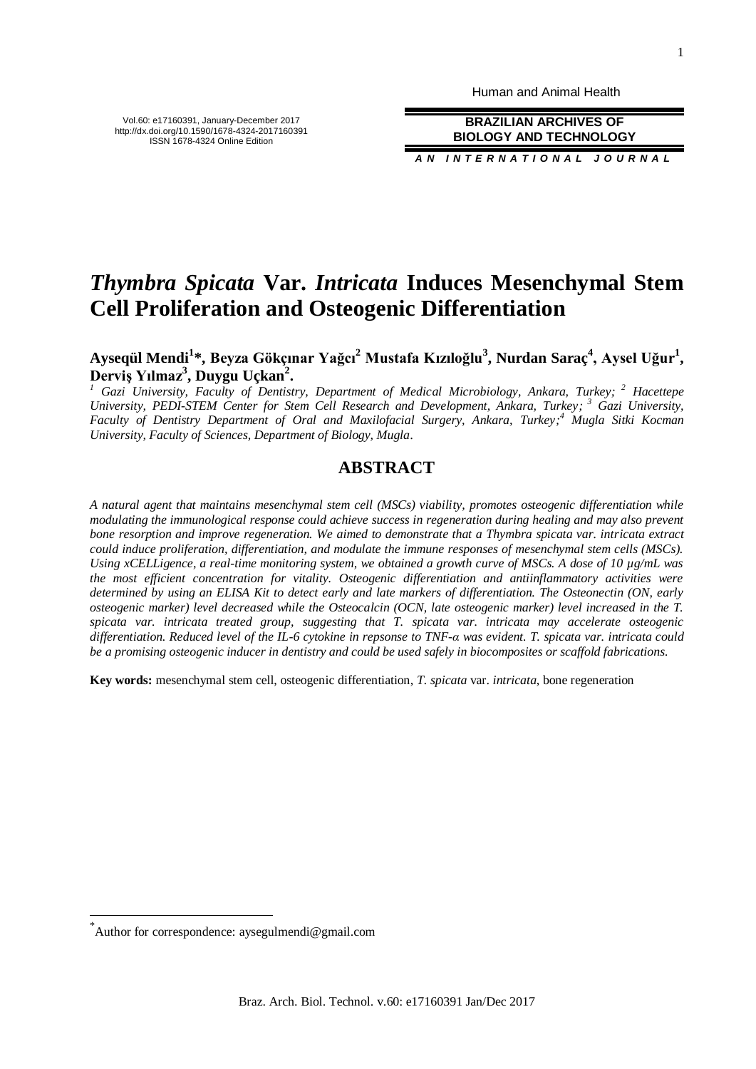Human and Animal Health

**BRAZILIAN ARCHIVES OF BIOLOGY AND TECHNOLOGY**

*AN INTERNATIONAL JOURNAL*

Vol.60: e17160391, January-December 2017
http://dx.doi.org/10.1590/1678-4324-2017160391
ISSN 1678-4324 Online Edition

# *Thymbra Spicata* Var. *Intricata* Induces Mesenchymal Stem Cell Proliferation and Osteogenic Differentiation

**Ayseqül Mendi[1]\*, Beyza Gökçınar Yağcı[2] Mustafa Kızıloğlu[3], Nurdan Saraç[4], Aysel Uğur[1], Derviş Yılmaz[3], Duygu Uçkan[2].**

*[1] Gazi University, Faculty of Dentistry, Department of Medical Microbiology, Ankara, Turkey; [2] Hacettepe University, PEDI-STEM Center for Stem Cell Research and Development, Ankara, Turkey; [3] Gazi University, Faculty of Dentistry Department of Oral and Maxilofacial Surgery, Ankara, Turkey; [4] Mugla Sitki Kocman University, Faculty of Sciences, Department of Biology, Mugla.*

## ABSTRACT

*A natural agent that maintains mesenchymal stem cell (MSCs) viability, promotes osteogenic differentiation while modulating the immunological response could achieve success in regeneration during healing and may also prevent bone resorption and improve regeneration. We aimed to demonstrate that a Thymbra spicata var. intricata extract could induce proliferation, differentiation, and modulate the immune responses of mesenchymal stem cells (MSCs). Using xCELLigence, a real-time monitoring system, we obtained a growth curve of MSCs. A dose of 10 µg/mL was the most efficient concentration for vitality. Osteogenic differentiation and antiinflammatory activities were determined by using an ELISA Kit to detect early and late markers of differentiation. The Osteonectin (ON, early osteogenic marker) level decreased while the Osteocalcin (OCN, late osteogenic marker) level increased in the T. spicata var. intricata treated group, suggesting that T. spicata var. intricata may accelerate osteogenic differentiation. Reduced level of the IL-6 cytokine in repsonse to TNF-α was evident. T. spicata var. intricata could be a promising osteogenic inducer in dentistry and could be used safely in biocomposites or scaffold fabrications.*

**Key words:** mesenchymal stem cell, osteogenic differentiation, *T. spicata* var. *intricata*, bone regeneration

---

\* Author for correspondence: aysegulmendi@gmail.com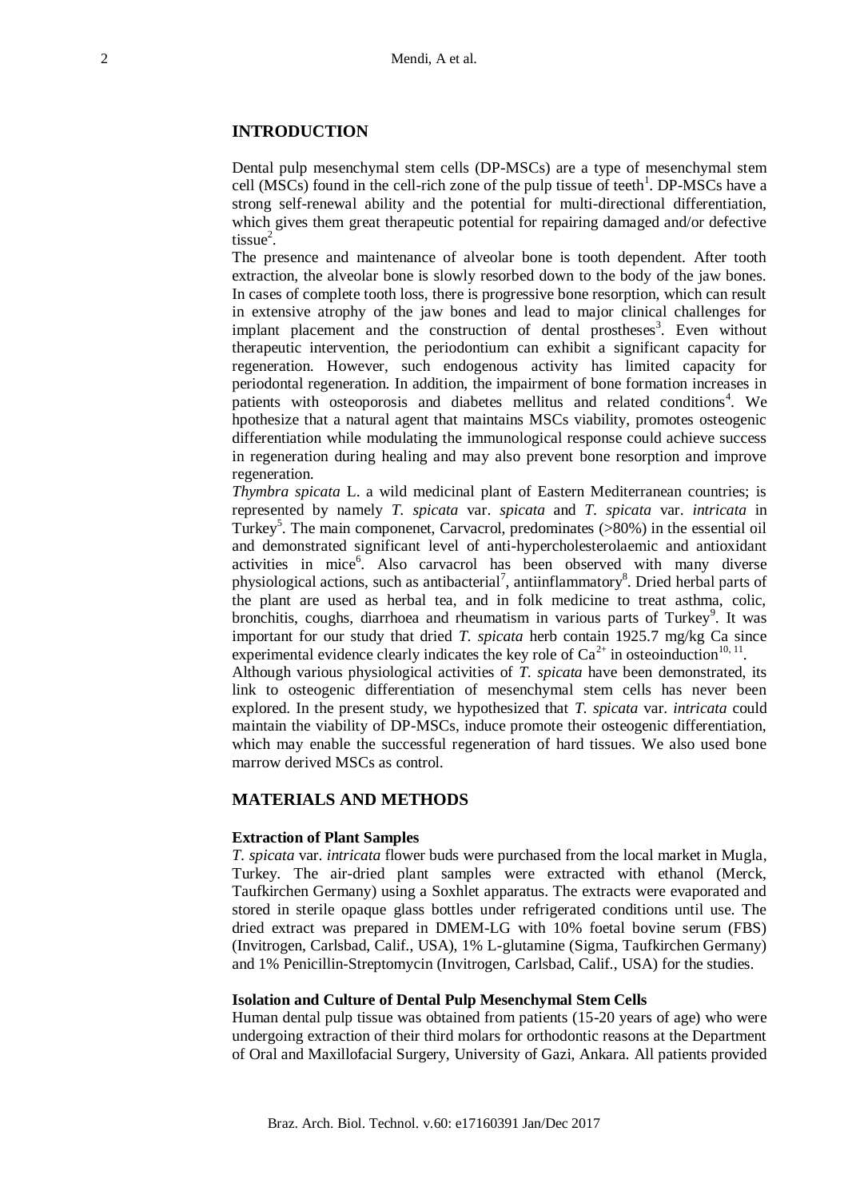## INTRODUCTION

Dental pulp mesenchymal stem cells (DP-MSCs) are a type of mesenchymal stem cell (MSCs) found in the cell-rich zone of the pulp tissue of teeth[1]. DP-MSCs have a strong self-renewal ability and the potential for multi-directional differentiation, which gives them great therapeutic potential for repairing damaged and/or defective tissue[2].

The presence and maintenance of alveolar bone is tooth dependent. After tooth extraction, the alveolar bone is slowly resorbed down to the body of the jaw bones. In cases of complete tooth loss, there is progressive bone resorption, which can result in extensive atrophy of the jaw bones and lead to major clinical challenges for implant placement and the construction of dental prostheses[3]. Even without therapeutic intervention, the periodontium can exhibit a significant capacity for regeneration. However, such endogenous activity has limited capacity for periodontal regeneration. In addition, the impairment of bone formation increases in patients with osteoporosis and diabetes mellitus and related conditions[4]. We hpothesize that a natural agent that maintains MSCs viability, promotes osteogenic differentiation while modulating the immunological response could achieve success in regeneration during healing and may also prevent bone resorption and improve regeneration.

*Thymbra spicata* L. a wild medicinal plant of Eastern Mediterranean countries; is represented by namely *T. spicata* var. *spicata* and *T. spicata* var. *intricata* in Turkey[5]. The main componenet, Carvacrol, predominates (>80%) in the essential oil and demonstrated significant level of anti-hypercholesterolaemic and antioxidant activities in mice[6]. Also carvacrol has been observed with many diverse physiological actions, such as antibacterial[7], antiinflammatory[8]. Dried herbal parts of the plant are used as herbal tea, and in folk medicine to treat asthma, colic, bronchitis, coughs, diarrhoea and rheumatism in various parts of Turkey[9]. It was important for our study that dried *T. spicata* herb contain 1925.7 mg/kg Ca since experimental evidence clearly indicates the key role of $Ca^{2+}$ in osteoinduction[10, 11].

Although various physiological activities of *T. spicata* have been demonstrated, its link to osteogenic differentiation of mesenchymal stem cells has never been explored. In the present study, we hypothesized that *T. spicata* var. *intricata* could maintain the viability of DP-MSCs, induce promote their osteogenic differentiation, which may enable the successful regeneration of hard tissues. We also used bone marrow derived MSCs as control.

## MATERIALS AND METHODS

### Extraction of Plant Samples

*T. spicata* var. *intricata* flower buds were purchased from the local market in Mugla, Turkey. The air-dried plant samples were extracted with ethanol (Merck, Taufkirchen Germany) using a Soxhlet apparatus. The extracts were evaporated and stored in sterile opaque glass bottles under refrigerated conditions until use. The dried extract was prepared in DMEM-LG with 10% foetal bovine serum (FBS) (Invitrogen, Carlsbad, Calif., USA), 1% L-glutamine (Sigma, Taufkirchen Germany) and 1% Penicillin-Streptomycin (Invitrogen, Carlsbad, Calif., USA) for the studies.

### Isolation and Culture of Dental Pulp Mesenchymal Stem Cells

Human dental pulp tissue was obtained from patients (15-20 years of age) who were undergoing extraction of their third molars for orthodontic reasons at the Department of Oral and Maxillofacial Surgery, University of Gazi, Ankara. All patients provided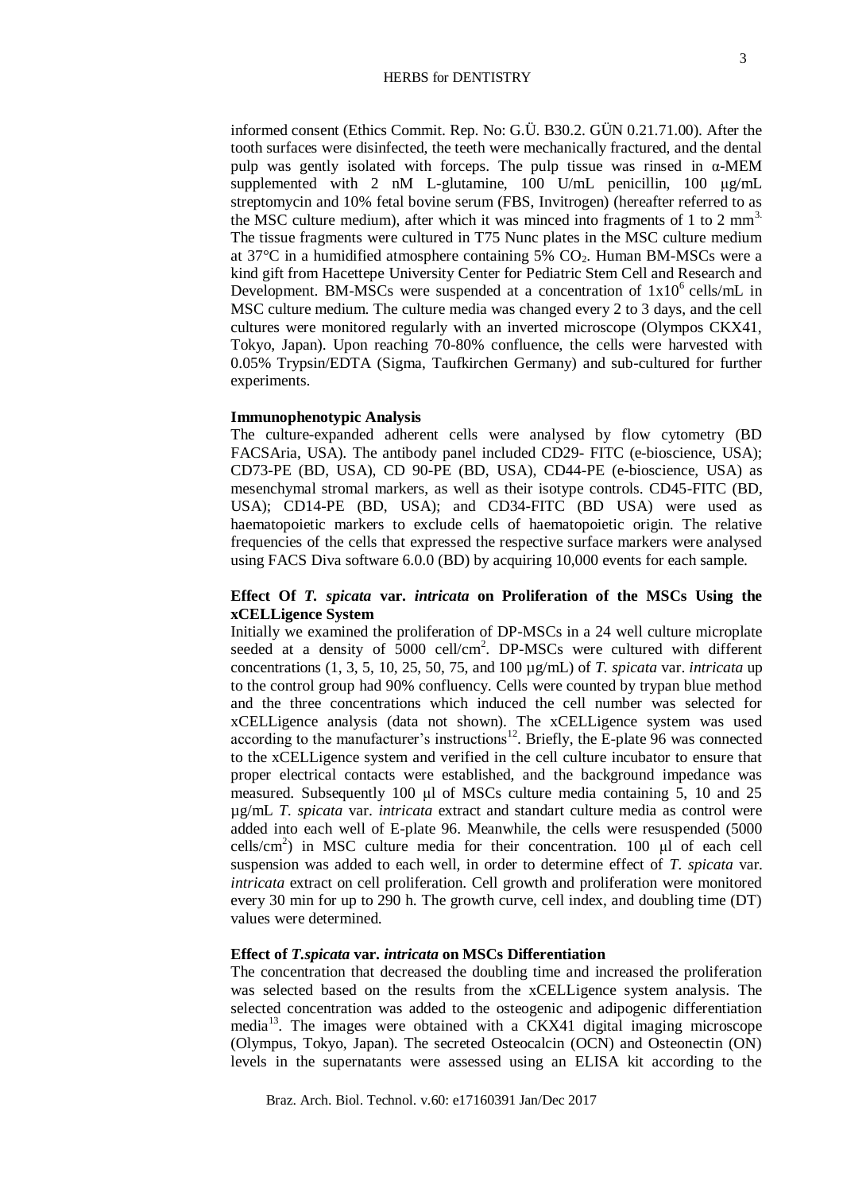informed consent (Ethics Commit. Rep. No: G.Ü. B30.2. GÜN 0.21.71.00). After the tooth surfaces were disinfected, the teeth were mechanically fractured, and the dental pulp was gently isolated with forceps. The pulp tissue was rinsed in α-MEM supplemented with 2 nM L-glutamine, 100 U/mL penicillin, 100 µg/mL streptomycin and 10% fetal bovine serum (FBS, Invitrogen) (hereafter referred to as the MSC culture medium), after which it was minced into fragments of 1 to 2 $mm^3$. The tissue fragments were cultured in T75 Nunc plates in the MSC culture medium at 37°C in a humidified atmosphere containing 5% $CO_2$. Human BM-MSCs were a kind gift from Hacettepe University Center for Pediatric Stem Cell and Research and Development. BM-MSCs were suspended at a concentration of $1x10^6$ cells/mL in MSC culture medium. The culture media was changed every 2 to 3 days, and the cell cultures were monitored regularly with an inverted microscope (Olympos CKX41, Tokyo, Japan). Upon reaching 70-80% confluence, the cells were harvested with 0.05% Trypsin/EDTA (Sigma, Taufkirchen Germany) and sub-cultured for further experiments.

### Immunophenotypic Analysis

The culture-expanded adherent cells were analysed by flow cytometry (BD FACSAria, USA). The antibody panel included CD29- FITC (e-bioscience, USA); CD73-PE (BD, USA), CD 90-PE (BD, USA), CD44-PE (e-bioscience, USA) as mesenchymal stromal markers, as well as their isotype controls. CD45-FITC (BD, USA); CD14-PE (BD, USA); and CD34-FITC (BD USA) were used as haematopoietic markers to exclude cells of haematopoietic origin. The relative frequencies of the cells that expressed the respective surface markers were analysed using FACS Diva software 6.0.0 (BD) by acquiring 10,000 events for each sample.

### Effect Of *T. spicata* var. *intricata* on Proliferation of the MSCs Using the xCELLigence System

Initially we examined the proliferation of DP-MSCs in a 24 well culture microplate seeded at a density of 5000 cell/$cm^2$. DP-MSCs were cultured with different concentrations (1, 3, 5, 10, 25, 50, 75, and 100 µg/mL) of *T. spicata* var. *intricata* up to the control group had 90% confluency. Cells were counted by trypan blue method and the three concentrations which induced the cell number was selected for xCELLigence analysis (data not shown). The xCELLigence system was used according to the manufacturer's instructions[12]. Briefly, the E-plate 96 was connected to the xCELLigence system and verified in the cell culture incubator to ensure that proper electrical contacts were established, and the background impedance was measured. Subsequently 100 µl of MSCs culture media containing 5, 10 and 25 µg/mL *T. spicata* var. *intricata* extract and standart culture media as control were added into each well of E-plate 96. Meanwhile, the cells were resuspended (5000 cells/$cm^2$) in MSC culture media for their concentration. 100 µl of each cell suspension was added to each well, in order to determine effect of *T. spicata* var. *intricata* extract on cell proliferation. Cell growth and proliferation were monitored every 30 min for up to 290 h. The growth curve, cell index, and doubling time (DT) values were determined.

### Effect of *T.spicata* var. *intricata* on MSCs Differentiation

The concentration that decreased the doubling time and increased the proliferation was selected based on the results from the xCELLigence system analysis. The selected concentration was added to the osteogenic and adipogenic differentiation media[13]. The images were obtained with a CKX41 digital imaging microscope (Olympus, Tokyo, Japan). The secreted Osteocalcin (OCN) and Osteonectin (ON) levels in the supernatants were assessed using an ELISA kit according to the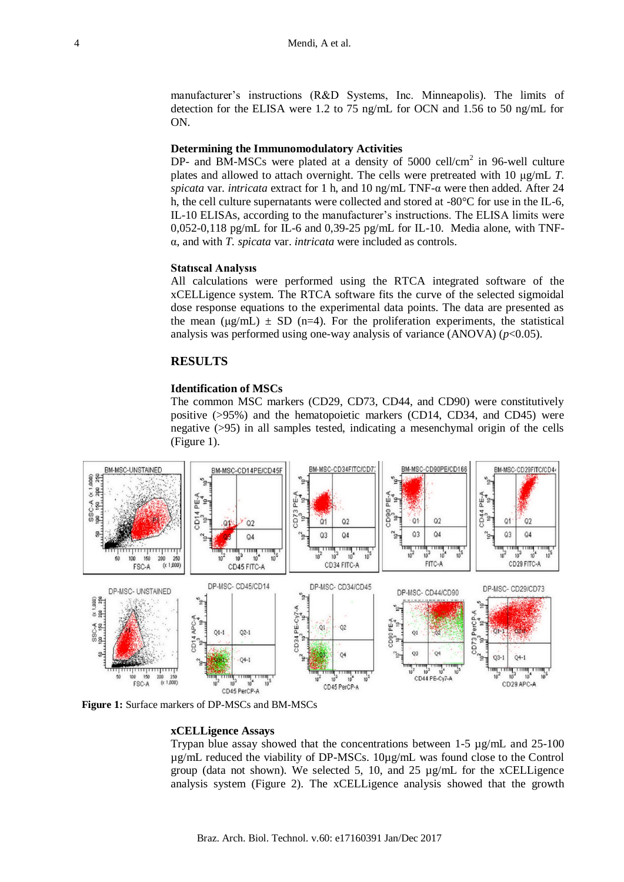manufacturer's instructions (R&D Systems, Inc. Minneapolis). The limits of detection for the ELISA were 1.2 to 75 ng/mL for OCN and 1.56 to 50 ng/mL for ON.

**Determining the Immunomodulatory Activities**

DP- and BM-MSCs were plated at a density of 5000 cell/cm$^2$ in 96-well culture plates and allowed to attach overnight. The cells were pretreated with 10 µg/mL *T. spicata* var. *intricata* extract for 1 h, and 10 ng/mL TNF-α were then added. After 24 h, the cell culture supernatants were collected and stored at -80°C for use in the IL-6, IL-10 ELISAs, according to the manufacturer's instructions. The ELISA limits were 0,052-0,118 pg/mL for IL-6 and 0,39-25 pg/mL for IL-10. Media alone, with TNF-α, and with *T. spicata* var. *intricata* were included as controls.

**Statıscal Analysıs**

All calculations were performed using the RTCA integrated software of the xCELLigence system. The RTCA software fits the curve of the selected sigmoidal dose response equations to the experimental data points. The data are presented as the mean (µg/mL) ± SD (n=4). For the proliferation experiments, the statistical analysis was performed using one-way analysis of variance (ANOVA) ($p$<0.05).

## RESULTS

**Identification of MSCs**

The common MSC markers (CD29, CD73, CD44, and CD90) were constitutively positive (>95%) and the hematopoietic markers (CD14, CD34, and CD45) were negative (>95) in all samples tested, indicating a mesenchymal origin of the cells (Figure 1).

**Figure 1:** Surface markers of DP-MSCs and BM-MSCs

**xCELLigence Assays**

Trypan blue assay showed that the concentrations between 1-5 µg/mL and 25-100 µg/mL reduced the viability of DP-MSCs. 10µg/mL was found close to the Control group (data not shown). We selected 5, 10, and 25 µg/mL for the xCELLigence analysis system (Figure 2). The xCELLigence analysis showed that the growth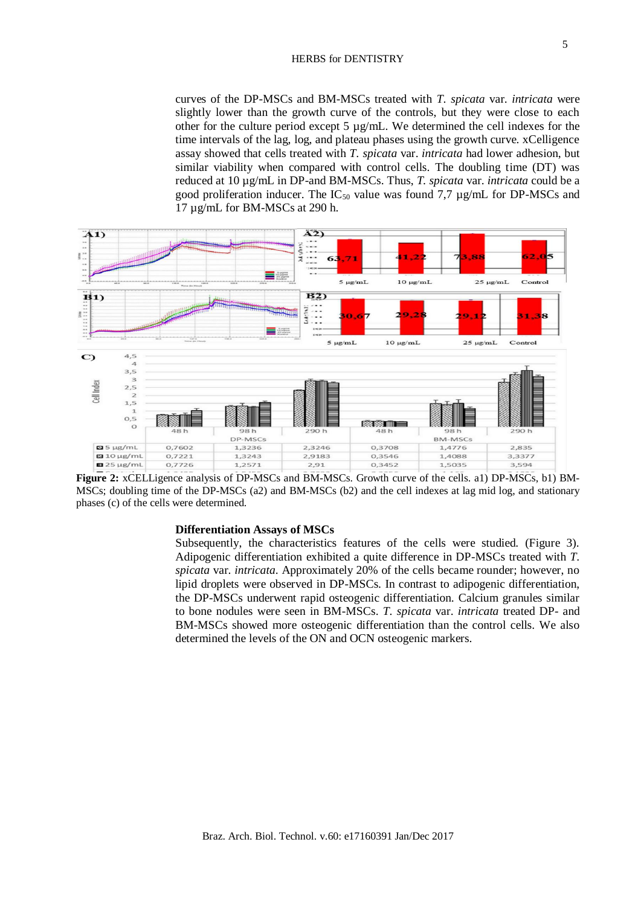curves of the DP-MSCs and BM-MSCs treated with *T. spicata* var. *intricata* were slightly lower than the growth curve of the controls, but they were close to each other for the culture period except 5 µg/mL. We determined the cell indexes for the time intervals of the lag, log, and plateau phases using the growth curve. xCelligence assay showed that cells treated with *T. spicata* var. *intricata* had lower adhesion, but similar viability when compared with control cells. The doubling time (DT) was reduced at 10 µg/mL in DP-and BM-MSCs. Thus, *T. spicata* var. *intricata* could be a good proliferation inducer. The $IC_{50}$ value was found 7,7 µg/mL for DP-MSCs and 17 µg/mL for BM-MSCs at 290 h.

| | DP-MSCs 48 h | DP-MSCs 98 h | DP-MSCs 290 h | BM-MSCs 48 h | BM-MSCs 98 h | BM-MSCs 290 h |
|---|---|---|---|---|---|---|
| 5 µg/mL | 0,7602 | 1,3236 | 2,3246 | 0,3708 | 1,4776 | 2,835 |
| 10 µg/mL | 0,7221 | 1,3243 | 2,9183 | 0,3546 | 1,4088 | 3,3377 |
| 25 µg/mL | 0,7726 | 1,2571 | 2,91 | 0,3452 | 1,5035 | 3,594 |

**Figure 2:** xCELLigence analysis of DP-MSCs and BM-MSCs. Growth curve of the cells. a1) DP-MSCs, b1) BM-MSCs; doubling time of the DP-MSCs (a2) and BM-MSCs (b2) and the cell indexes at lag mid log, and stationary phases (c) of the cells were determined.

### Differentiation Assays of MSCs

Subsequently, the characteristics features of the cells were studied. (Figure 3). Adipogenic differentiation exhibited a quite difference in DP-MSCs treated with *T. spicata* var. *intricata*. Approximately 20% of the cells became rounder; however, no lipid droplets were observed in DP-MSCs. In contrast to adipogenic differentiation, the DP-MSCs underwent rapid osteogenic differentiation. Calcium granules similar to bone nodules were seen in BM-MSCs. *T. spicata* var. *intricata* treated DP- and BM-MSCs showed more osteogenic differentiation than the control cells. We also determined the levels of the ON and OCN osteogenic markers.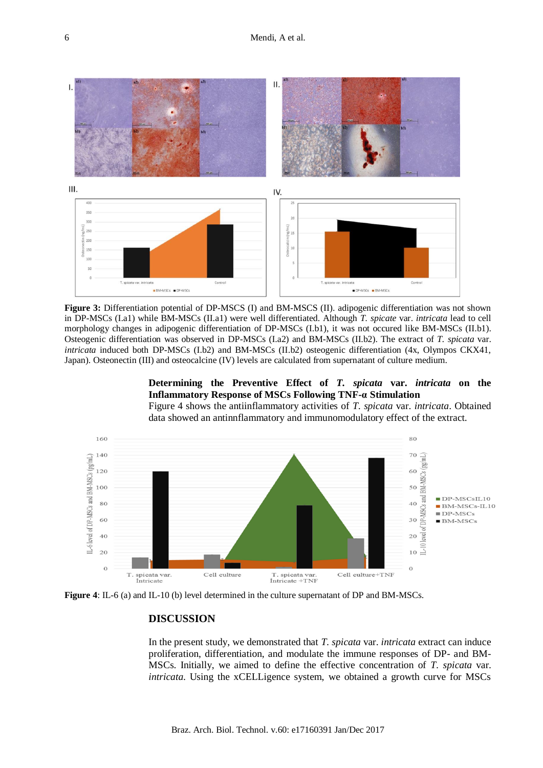**Figure 3:** Differentiation potential of DP-MSCS (I) and BM-MSCS (II). adipogenic differentiation was not shown in DP-MSCs (I.a1) while BM-MSCs (II.a1) were well differentiated. Although *T. spicate* var. *intricata* lead to cell morphology changes in adipogenic differentiation of DP-MSCs (I.b1), it was not occured like BM-MSCs (II.b1). Osteogenic differentiation was observed in DP-MSCs (I.a2) and BM-MSCs (II.b2). The extract of *T. spicata* var. *intricata* induced both DP-MSCs (I.b2) and BM-MSCs (II.b2) osteogenic differentiation (4x, Olympos CKX41, Japan). Osteonectin (III) and osteocalcine (IV) levels are calculated from supernatant of culture medium.

### Determining the Preventive Effect of *T. spicata* var. *intricata* on the Inflammatory Response of MSCs Following TNF-α Stimulation

Figure 4 shows the antiinflammatory activities of *T. spicata* var. *intricata*. Obtained data showed an antinnflammatory and immunomodulatory effect of the extract.

**Figure 4**: IL-6 (a) and IL-10 (b) level determined in the culture supernatant of DP and BM-MSCs.

## DISCUSSION

In the present study, we demonstrated that *T. spicata* var. *intricata* extract can induce proliferation, differentiation, and modulate the immune responses of DP- and BM-MSCs. Initially, we aimed to define the effective concentration of *T. spicata* var. *intricata*. Using the xCELLigence system, we obtained a growth curve for MSCs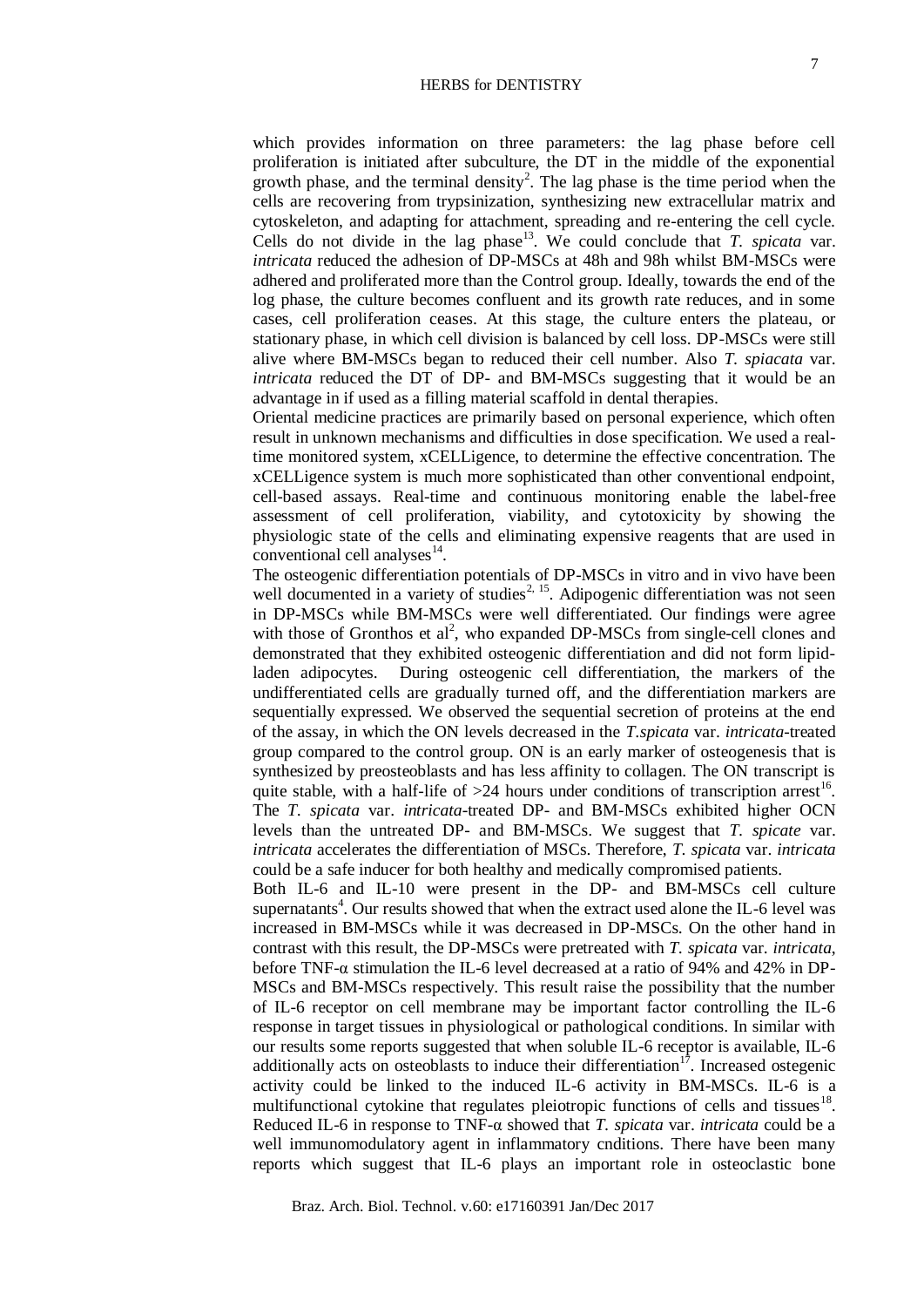which provides information on three parameters: the lag phase before cell proliferation is initiated after subculture, the DT in the middle of the exponential growth phase, and the terminal density[2]. The lag phase is the time period when the cells are recovering from trypsinization, synthesizing new extracellular matrix and cytoskeleton, and adapting for attachment, spreading and re-entering the cell cycle. Cells do not divide in the lag phase[13]. We could conclude that *T. spicata* var. *intricata* reduced the adhesion of DP-MSCs at 48h and 98h whilst BM-MSCs were adhered and proliferated more than the Control group. Ideally, towards the end of the log phase, the culture becomes confluent and its growth rate reduces, and in some cases, cell proliferation ceases. At this stage, the culture enters the plateau, or stationary phase, in which cell division is balanced by cell loss. DP-MSCs were still alive where BM-MSCs began to reduced their cell number. Also *T. spiacata* var. *intricata* reduced the DT of DP- and BM-MSCs suggesting that it would be an advantage in if used as a filling material scaffold in dental therapies.

Oriental medicine practices are primarily based on personal experience, which often result in unknown mechanisms and difficulties in dose specification. We used a real-time monitored system, xCELLigence, to determine the effective concentration. The xCELLigence system is much more sophisticated than other conventional endpoint, cell-based assays. Real-time and continuous monitoring enable the label-free assessment of cell proliferation, viability, and cytotoxicity by showing the physiologic state of the cells and eliminating expensive reagents that are used in conventional cell analyses[14].

The osteogenic differentiation potentials of DP-MSCs in vitro and in vivo have been well documented in a variety of studies[2, 15]. Adipogenic differentiation was not seen in DP-MSCs while BM-MSCs were well differentiated. Our findings were agree with those of Gronthos et al[2], who expanded DP-MSCs from single-cell clones and demonstrated that they exhibited osteogenic differentiation and did not form lipid-laden adipocytes. During osteogenic cell differentiation, the markers of the undifferentiated cells are gradually turned off, and the differentiation markers are sequentially expressed. We observed the sequential secretion of proteins at the end of the assay, in which the ON levels decreased in the *T.spicata* var. *intricata*-treated group compared to the control group. ON is an early marker of osteogenesis that is synthesized by preosteoblasts and has less affinity to collagen. The ON transcript is quite stable, with a half-life of >24 hours under conditions of transcription arrest[16]. The *T. spicata* var. *intricata*-treated DP- and BM-MSCs exhibited higher OCN levels than the untreated DP- and BM-MSCs. We suggest that *T. spicate* var. *intricata* accelerates the differentiation of MSCs. Therefore, *T. spicata* var. *intricata* could be a safe inducer for both healthy and medically compromised patients.

Both IL-6 and IL-10 were present in the DP- and BM-MSCs cell culture supernatants[4]. Our results showed that when the extract used alone the IL-6 level was increased in BM-MSCs while it was decreased in DP-MSCs. On the other hand in contrast with this result, the DP-MSCs were pretreated with *T. spicata* var. *intricata*, before TNF-α stimulation the IL-6 level decreased at a ratio of 94% and 42% in DP-MSCs and BM-MSCs respectively. This result raise the possibility that the number of IL-6 receptor on cell membrane may be important factor controlling the IL-6 response in target tissues in physiological or pathological conditions. In similar with our results some reports suggested that when soluble IL-6 receptor is available, IL-6 additionally acts on osteoblasts to induce their differentiation[17]. Increased ostegenic activity could be linked to the induced IL-6 activity in BM-MSCs. IL-6 is a multifunctional cytokine that regulates pleiotropic functions of cells and tissues[18]. Reduced IL-6 in response to TNF-α showed that *T. spicata* var. *intricata* could be a well immunomodulatory agent in inflammatory cnditions. There have been many reports which suggest that IL-6 plays an important role in osteoclastic bone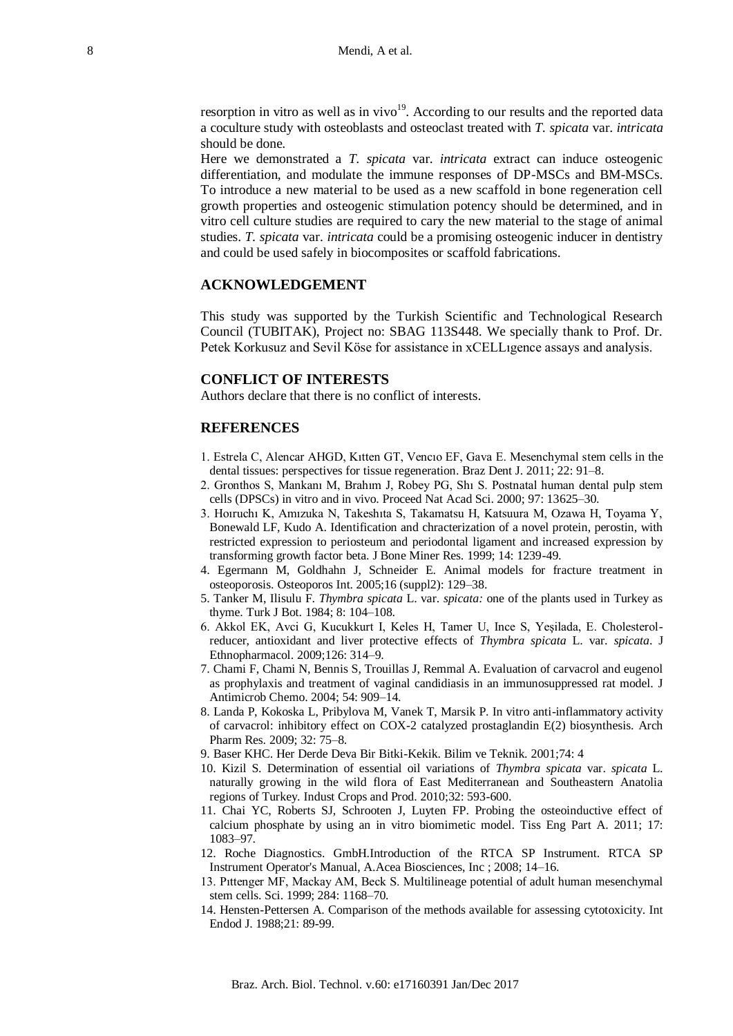resorption in vitro as well as in vivo[19]. According to our results and the reported data a coculture study with osteoblasts and osteoclast treated with *T. spicata* var. *intricata* should be done.

Here we demonstrated a *T. spicata* var. *intricata* extract can induce osteogenic differentiation, and modulate the immune responses of DP-MSCs and BM-MSCs. To introduce a new material to be used as a new scaffold in bone regeneration cell growth properties and osteogenic stimulation potency should be determined, and in vitro cell culture studies are required to cary the new material to the stage of animal studies. *T. spicata* var. *intricata* could be a promising osteogenic inducer in dentistry and could be used safely in biocomposites or scaffold fabrications.

## ACKNOWLEDGEMENT

This study was supported by the Turkish Scientific and Technological Research Council (TUBITAK), Project no: SBAG 113S448. We specially thank to Prof. Dr. Petek Korkusuz and Sevil Köse for assistance in xCELLıgence assays and analysis.

## CONFLICT OF INTERESTS

Authors declare that there is no conflict of interests.

## REFERENCES

1. Estrela C, Alencar AHGD, Kıtten GT, Vencıo EF, Gava E. Mesenchymal stem cells in the dental tissues: perspectives for tissue regeneration. Braz Dent J. 2011; 22: 91–8.
2. Gronthos S, Mankanı M, Brahım J, Robey PG, Shı S. Postnatal human dental pulp stem cells (DPSCs) in vitro and in vivo. Proceed Nat Acad Sci. 2000; 97: 13625–30.
3. Hoıruchı K, Amızuka N, Takeshıta S, Takamatsu H, Katsuura M, Ozawa H, Toyama Y, Bonewald LF, Kudo A. Identification and chracterization of a novel protein, perostin, with restricted expression to periosteum and periodontal ligament and increased expression by transforming growth factor beta. J Bone Miner Res. 1999; 14: 1239-49.
4. Egermann M, Goldhahn J, Schneider E. Animal models for fracture treatment in osteoporosis. Osteoporos Int. 2005;16 (suppl2): 129–38.
5. Tanker M, Ilisulu F. *Thymbra spicata* L. var. *spicata:* one of the plants used in Turkey as thyme. Turk J Bot. 1984; 8: 104–108.
6. Akkol EK, Avci G, Kucukkurt I, Keles H, Tamer U, Ince S, Yeşilada, E. Cholesterol-reducer, antioxidant and liver protective effects of *Thymbra spicata* L. var. *spicata*. J Ethnopharmacol. 2009;126: 314–9.
7. Chami F, Chami N, Bennis S, Trouillas J, Remmal A. Evaluation of carvacrol and eugenol as prophylaxis and treatment of vaginal candidiasis in an immunosuppressed rat model. J Antimicrob Chemo. 2004; 54: 909–14.
8. Landa P, Kokoska L, Pribylova M, Vanek T, Marsik P. In vitro anti-inflammatory activity of carvacrol: inhibitory effect on COX-2 catalyzed prostaglandin E(2) biosynthesis. Arch Pharm Res. 2009; 32: 75–8.
9. Baser KHC. Her Derde Deva Bir Bitki-Kekik. Bilim ve Teknik. 2001;74: 4
10. Kizil S. Determination of essential oil variations of *Thymbra spicata* var. *spicata* L. naturally growing in the wild flora of East Mediterranean and Southeastern Anatolia regions of Turkey. Indust Crops and Prod. 2010;32: 593-600.
11. Chai YC, Roberts SJ, Schrooten J, Luyten FP. Probing the osteoinductive effect of calcium phosphate by using an in vitro biomimetic model. Tiss Eng Part A. 2011; 17: 1083–97.
12. Roche Diagnostics. GmbH.Introduction of the RTCA SP Instrument. RTCA SP Instrument Operator's Manual, A.Acea Biosciences, Inc ; 2008; 14–16.
13. Pıttenger MF, Mackay AM, Beck S. Multilineage potential of adult human mesenchymal stem cells. Sci. 1999; 284: 1168–70.
14. Hensten-Pettersen A. Comparison of the methods available for assessing cytotoxicity. Int Endod J. 1988;21: 89-99.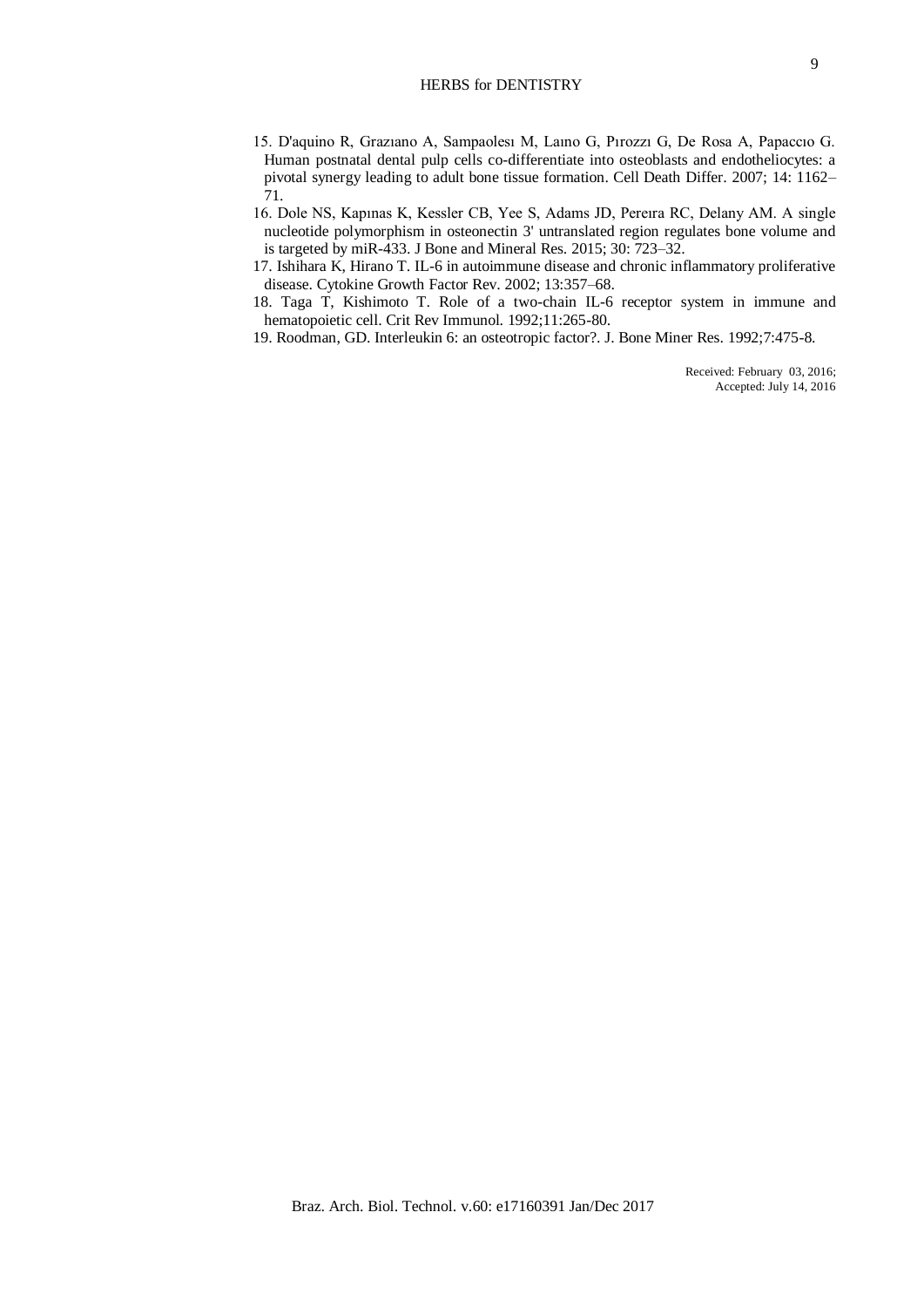15. D'aquino R, Grazıano A, Sampaolesı M, Laıno G, Pırozzı G, De Rosa A, Papaccıo G. Human postnatal dental pulp cells co-differentiate into osteoblasts and endotheliocytes: a pivotal synergy leading to adult bone tissue formation. Cell Death Differ. 2007; 14: 1162–71.
16. Dole NS, Kapınas K, Kessler CB, Yee S, Adams JD, Pereıra RC, Delany AM. A single nucleotide polymorphism in osteonectin 3' untranslated region regulates bone volume and is targeted by miR-433. J Bone and Mineral Res. 2015; 30: 723–32.
17. Ishihara K, Hirano T. IL-6 in autoimmune disease and chronic inflammatory proliferative disease. Cytokine Growth Factor Rev. 2002; 13:357–68.
18. Taga T, Kishimoto T. Role of a two-chain IL-6 receptor system in immune and hematopoietic cell. Crit Rev Immunol. 1992;11:265-80.
19. Roodman, GD. Interleukin 6: an osteotropic factor?. J. Bone Miner Res. 1992;7:475-8.

Received: February 03, 2016;
Accepted: July 14, 2016